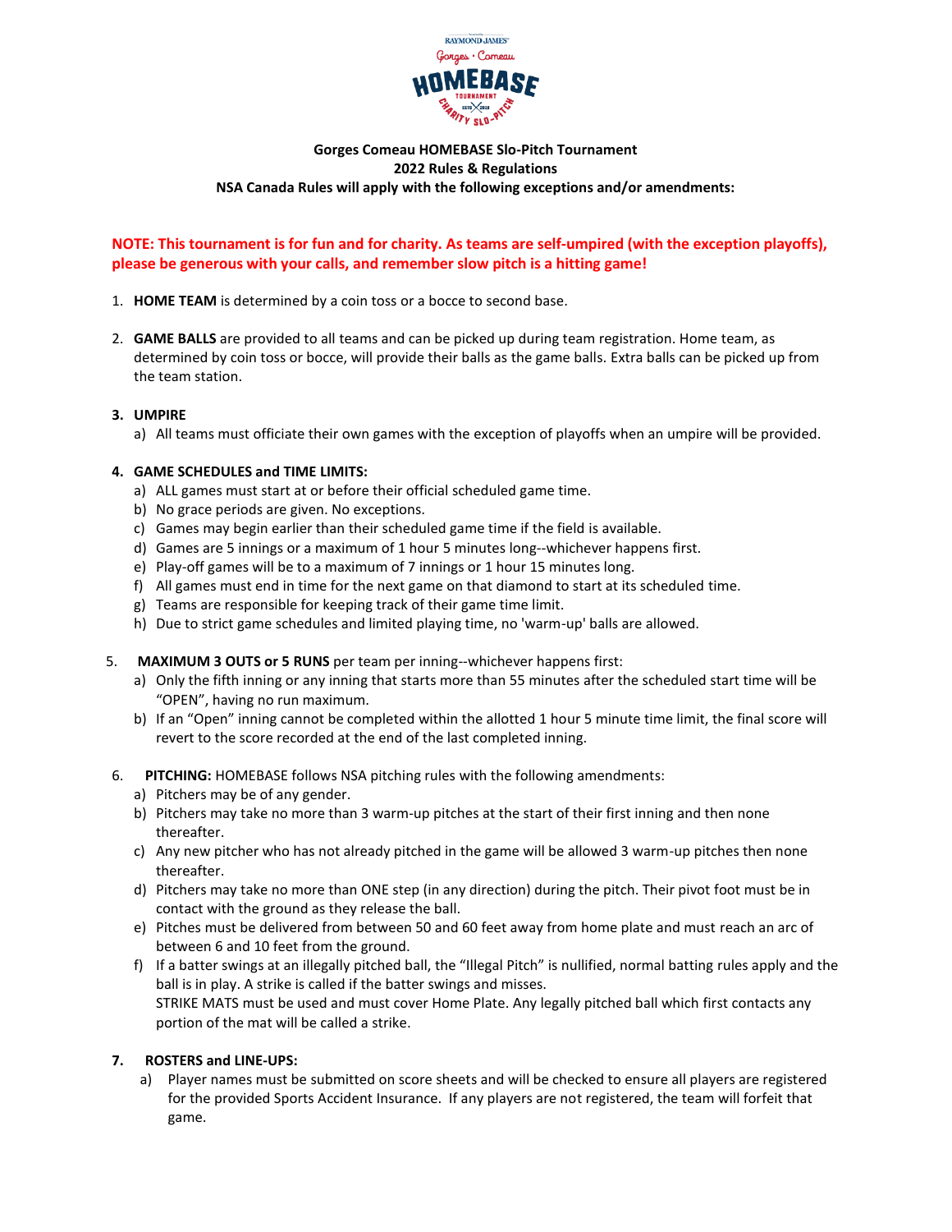**Gorges Comeau HOMEBASE Slo-Pitch Tournament**
**2022 Rules & Regulations**
**NSA Canada Rules will apply with the following exceptions and/or amendments:**

**NOTE: This tournament is for fun and for charity. As teams are self-umpired (with the exception playoffs), please be generous with your calls, and remember slow pitch is a hitting game!**

1. **HOME TEAM** is determined by a coin toss or a bocce to second base.

2. **GAME BALLS** are provided to all teams and can be picked up during team registration. Home team, as determined by coin toss or bocce, will provide their balls as the game balls. Extra balls can be picked up from the team station.

3. **UMPIRE**
   a) All teams must officiate their own games with the exception of playoffs when an umpire will be provided.

4. **GAME SCHEDULES and TIME LIMITS:**
   a) ALL games must start at or before their official scheduled game time.
   b) No grace periods are given. No exceptions.
   c) Games may begin earlier than their scheduled game time if the field is available.
   d) Games are 5 innings or a maximum of 1 hour 5 minutes long--whichever happens first.
   e) Play-off games will be to a maximum of 7 innings or 1 hour 15 minutes long.
   f) All games must end in time for the next game on that diamond to start at its scheduled time.
   g) Teams are responsible for keeping track of their game time limit.
   h) Due to strict game schedules and limited playing time, no 'warm-up' balls are allowed.

5. **MAXIMUM 3 OUTS or 5 RUNS** per team per inning--whichever happens first:
   a) Only the fifth inning or any inning that starts more than 55 minutes after the scheduled start time will be "OPEN", having no run maximum.
   b) If an "Open" inning cannot be completed within the allotted 1 hour 5 minute time limit, the final score will revert to the score recorded at the end of the last completed inning.

6. **PITCHING:** HOMEBASE follows NSA pitching rules with the following amendments:
   a) Pitchers may be of any gender.
   b) Pitchers may take no more than 3 warm-up pitches at the start of their first inning and then none thereafter.
   c) Any new pitcher who has not already pitched in the game will be allowed 3 warm-up pitches then none thereafter.
   d) Pitchers may take no more than ONE step (in any direction) during the pitch. Their pivot foot must be in contact with the ground as they release the ball.
   e) Pitches must be delivered from between 50 and 60 feet away from home plate and must reach an arc of between 6 and 10 feet from the ground.
   f) If a batter swings at an illegally pitched ball, the "Illegal Pitch" is nullified, normal batting rules apply and the ball is in play. A strike is called if the batter swings and misses.
   STRIKE MATS must be used and must cover Home Plate. Any legally pitched ball which first contacts any portion of the mat will be called a strike.

7. **ROSTERS and LINE-UPS:**
   a) Player names must be submitted on score sheets and will be checked to ensure all players are registered for the provided Sports Accident Insurance. If any players are not registered, the team will forfeit that game.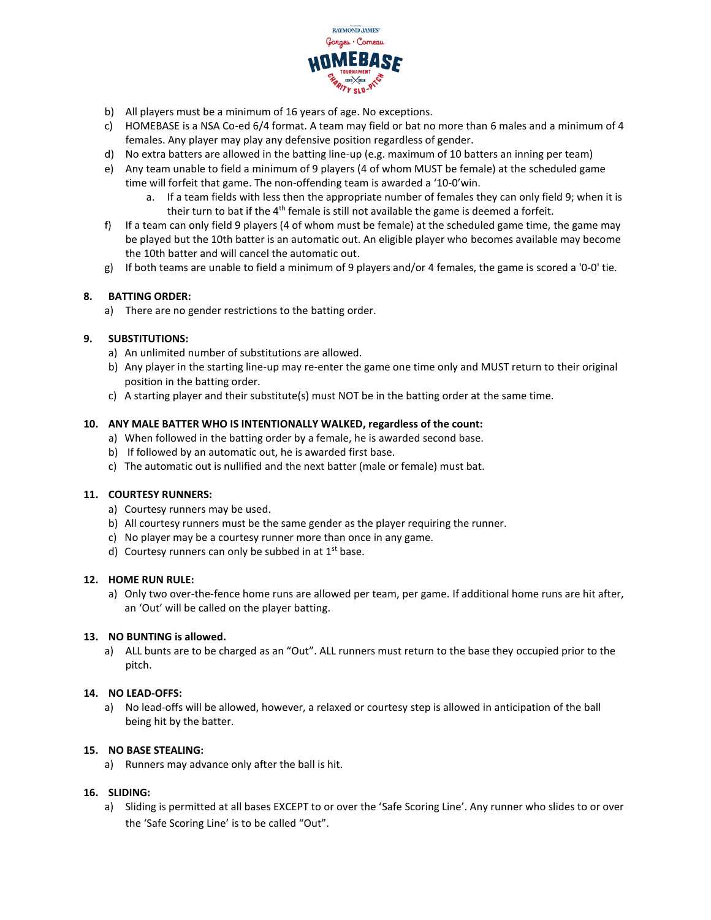b) All players must be a minimum of 16 years of age. No exceptions.

c) HOMEBASE is a NSA Co-ed 6/4 format. A team may field or bat no more than 6 males and a minimum of 4 females. Any player may play any defensive position regardless of gender.

d) No extra batters are allowed in the batting line-up (e.g. maximum of 10 batters an inning per team)

e) Any team unable to field a minimum of 9 players (4 of whom MUST be female) at the scheduled game time will forfeit that game. The non-offending team is awarded a '10-0'win.

   a. If a team fields with less then the appropriate number of females they can only field 9; when it is their turn to bat if the 4th female is still not available the game is deemed a forfeit.

f) If a team can only field 9 players (4 of whom must be female) at the scheduled game time, the game may be played but the 10th batter is an automatic out. An eligible player who becomes available may become the 10th batter and will cancel the automatic out.

g) If both teams are unable to field a minimum of 9 players and/or 4 females, the game is scored a '0-0' tie.

**8. BATTING ORDER:**

a) There are no gender restrictions to the batting order.

**9. SUBSTITUTIONS:**

a) An unlimited number of substitutions are allowed.

b) Any player in the starting line-up may re-enter the game one time only and MUST return to their original position in the batting order.

c) A starting player and their substitute(s) must NOT be in the batting order at the same time.

**10. ANY MALE BATTER WHO IS INTENTIONALLY WALKED, regardless of the count:**

a) When followed in the batting order by a female, he is awarded second base.

b) If followed by an automatic out, he is awarded first base.

c) The automatic out is nullified and the next batter (male or female) must bat.

**11. COURTESY RUNNERS:**

a) Courtesy runners may be used.

b) All courtesy runners must be the same gender as the player requiring the runner.

c) No player may be a courtesy runner more than once in any game.

d) Courtesy runners can only be subbed in at 1st base.

**12. HOME RUN RULE:**

a) Only two over-the-fence home runs are allowed per team, per game. If additional home runs are hit after, an 'Out' will be called on the player batting.

**13. NO BUNTING is allowed.**

a) ALL bunts are to be charged as an "Out". ALL runners must return to the base they occupied prior to the pitch.

**14. NO LEAD-OFFS:**

a) No lead-offs will be allowed, however, a relaxed or courtesy step is allowed in anticipation of the ball being hit by the batter.

**15. NO BASE STEALING:**

a) Runners may advance only after the ball is hit.

**16. SLIDING:**

a) Sliding is permitted at all bases EXCEPT to or over the 'Safe Scoring Line'. Any runner who slides to or over the 'Safe Scoring Line' is to be called "Out".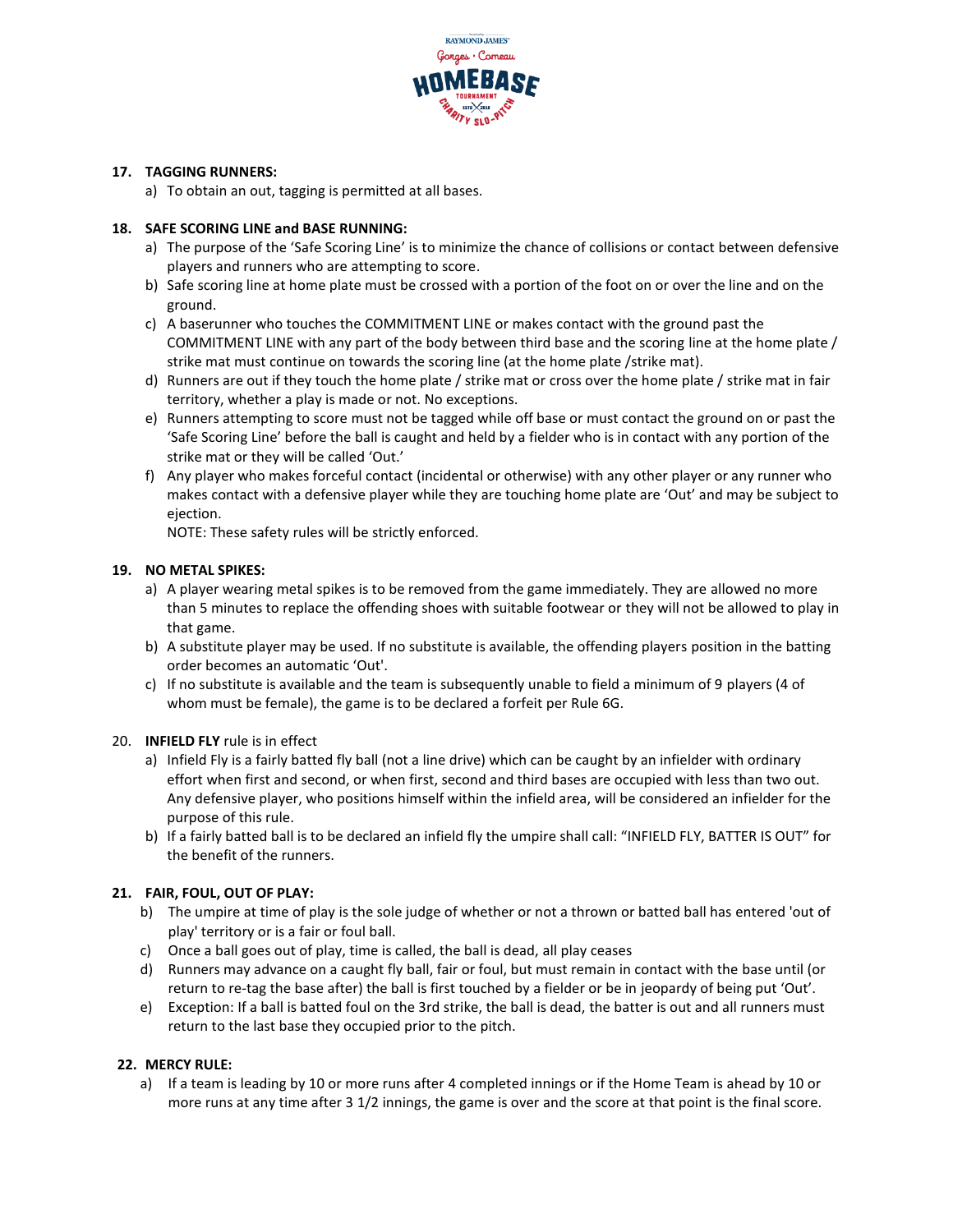**17. TAGGING RUNNERS:**

a) To obtain an out, tagging is permitted at all bases.

**18. SAFE SCORING LINE and BASE RUNNING:**

a) The purpose of the 'Safe Scoring Line' is to minimize the chance of collisions or contact between defensive players and runners who are attempting to score.

b) Safe scoring line at home plate must be crossed with a portion of the foot on or over the line and on the ground.

c) A baserunner who touches the COMMITMENT LINE or makes contact with the ground past the COMMITMENT LINE with any part of the body between third base and the scoring line at the home plate / strike mat must continue on towards the scoring line (at the home plate /strike mat).

d) Runners are out if they touch the home plate / strike mat or cross over the home plate / strike mat in fair territory, whether a play is made or not. No exceptions.

e) Runners attempting to score must not be tagged while off base or must contact the ground on or past the 'Safe Scoring Line' before the ball is caught and held by a fielder who is in contact with any portion of the strike mat or they will be called 'Out.'

f) Any player who makes forceful contact (incidental or otherwise) with any other player or any runner who makes contact with a defensive player while they are touching home plate are 'Out' and may be subject to ejection.

NOTE: These safety rules will be strictly enforced.

**19. NO METAL SPIKES:**

a) A player wearing metal spikes is to be removed from the game immediately. They are allowed no more than 5 minutes to replace the offending shoes with suitable footwear or they will not be allowed to play in that game.

b) A substitute player may be used. If no substitute is available, the offending players position in the batting order becomes an automatic 'Out'.

c) If no substitute is available and the team is subsequently unable to field a minimum of 9 players (4 of whom must be female), the game is to be declared a forfeit per Rule 6G.

20. **INFIELD FLY** rule is in effect

a) Infield Fly is a fairly batted fly ball (not a line drive) which can be caught by an infielder with ordinary effort when first and second, or when first, second and third bases are occupied with less than two out. Any defensive player, who positions himself within the infield area, will be considered an infielder for the purpose of this rule.

b) If a fairly batted ball is to be declared an infield fly the umpire shall call: "INFIELD FLY, BATTER IS OUT" for the benefit of the runners.

**21. FAIR, FOUL, OUT OF PLAY:**

b) The umpire at time of play is the sole judge of whether or not a thrown or batted ball has entered 'out of play' territory or is a fair or foul ball.

c) Once a ball goes out of play, time is called, the ball is dead, all play ceases

d) Runners may advance on a caught fly ball, fair or foul, but must remain in contact with the base until (or return to re-tag the base after) the ball is first touched by a fielder or be in jeopardy of being put 'Out'.

e) Exception: If a ball is batted foul on the 3rd strike, the ball is dead, the batter is out and all runners must return to the last base they occupied prior to the pitch.

**22. MERCY RULE:**

a) If a team is leading by 10 or more runs after 4 completed innings or if the Home Team is ahead by 10 or more runs at any time after 3 1/2 innings, the game is over and the score at that point is the final score.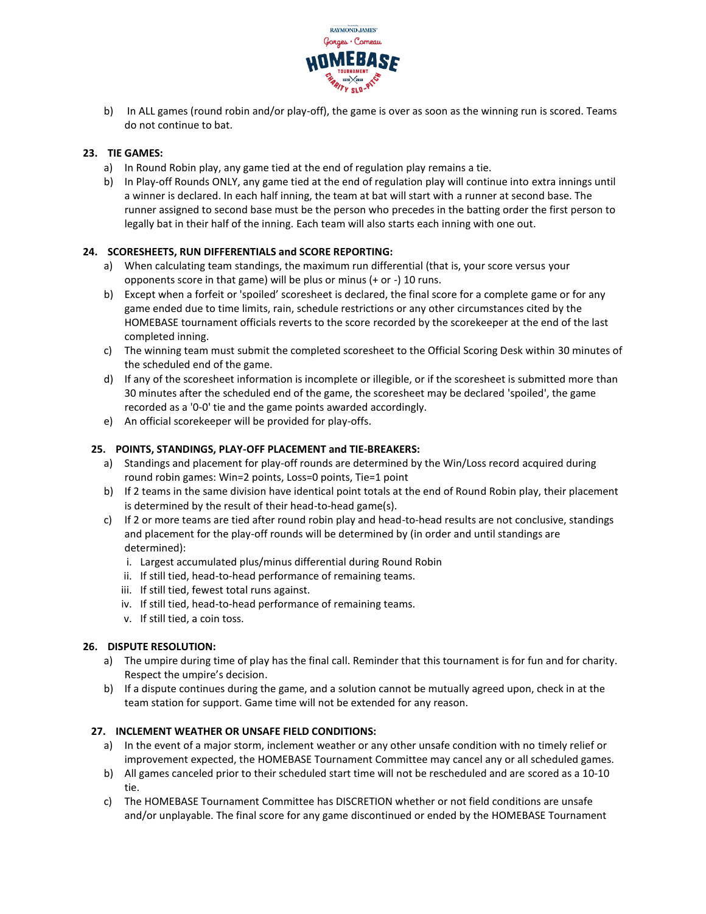b) In ALL games (round robin and/or play-off), the game is over as soon as the winning run is scored. Teams do not continue to bat.

**23. TIE GAMES:**

a) In Round Robin play, any game tied at the end of regulation play remains a tie.

b) In Play-off Rounds ONLY, any game tied at the end of regulation play will continue into extra innings until a winner is declared. In each half inning, the team at bat will start with a runner at second base. The runner assigned to second base must be the person who precedes in the batting order the first person to legally bat in their half of the inning. Each team will also starts each inning with one out.

**24. SCORESHEETS, RUN DIFFERENTIALS and SCORE REPORTING:**

a) When calculating team standings, the maximum run differential (that is, your score versus your opponents score in that game) will be plus or minus (+ or -) 10 runs.

b) Except when a forfeit or 'spoiled' scoresheet is declared, the final score for a complete game or for any game ended due to time limits, rain, schedule restrictions or any other circumstances cited by the HOMEBASE tournament officials reverts to the score recorded by the scorekeeper at the end of the last completed inning.

c) The winning team must submit the completed scoresheet to the Official Scoring Desk within 30 minutes of the scheduled end of the game.

d) If any of the scoresheet information is incomplete or illegible, or if the scoresheet is submitted more than 30 minutes after the scheduled end of the game, the scoresheet may be declared 'spoiled', the game recorded as a '0-0' tie and the game points awarded accordingly.

e) An official scorekeeper will be provided for play-offs.

**25. POINTS, STANDINGS, PLAY-OFF PLACEMENT and TIE-BREAKERS:**

a) Standings and placement for play-off rounds are determined by the Win/Loss record acquired during round robin games: Win=2 points, Loss=0 points, Tie=1 point

b) If 2 teams in the same division have identical point totals at the end of Round Robin play, their placement is determined by the result of their head-to-head game(s).

c) If 2 or more teams are tied after round robin play and head-to-head results are not conclusive, standings and placement for the play-off rounds will be determined by (in order and until standings are determined):

   i. Largest accumulated plus/minus differential during Round Robin
   
   ii. If still tied, head-to-head performance of remaining teams.
   
   iii. If still tied, fewest total runs against.
   
   iv. If still tied, head-to-head performance of remaining teams.
   
   v. If still tied, a coin toss.

**26. DISPUTE RESOLUTION:**

a) The umpire during time of play has the final call. Reminder that this tournament is for fun and for charity. Respect the umpire's decision.

b) If a dispute continues during the game, and a solution cannot be mutually agreed upon, check in at the team station for support. Game time will not be extended for any reason.

**27. INCLEMENT WEATHER OR UNSAFE FIELD CONDITIONS:**

a) In the event of a major storm, inclement weather or any other unsafe condition with no timely relief or improvement expected, the HOMEBASE Tournament Committee may cancel any or all scheduled games.

b) All games canceled prior to their scheduled start time will not be rescheduled and are scored as a 10-10 tie.

c) The HOMEBASE Tournament Committee has DISCRETION whether or not field conditions are unsafe and/or unplayable. The final score for any game discontinued or ended by the HOMEBASE Tournament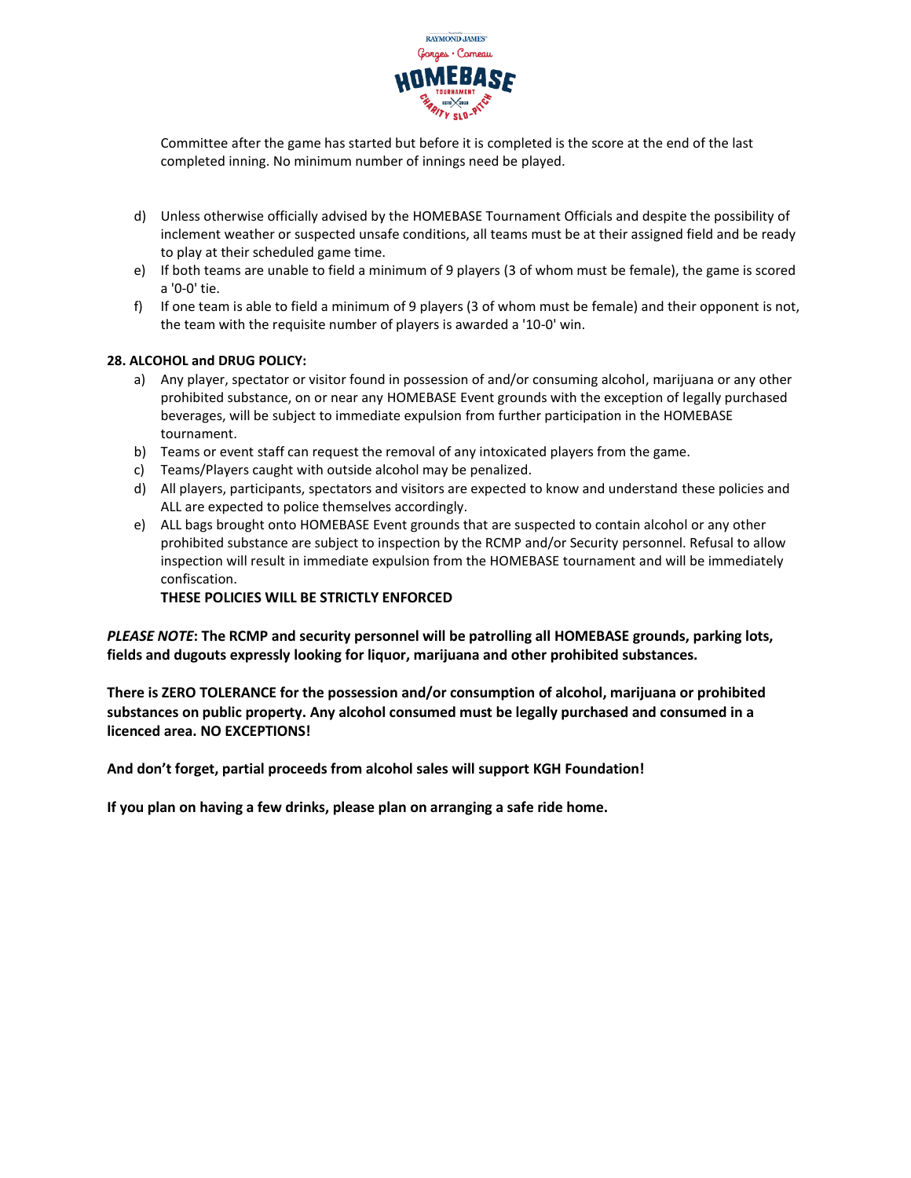Committee after the game has started but before it is completed is the score at the end of the last completed inning. No minimum number of innings need be played.

d) Unless otherwise officially advised by the HOMEBASE Tournament Officials and despite the possibility of inclement weather or suspected unsafe conditions, all teams must be at their assigned field and be ready to play at their scheduled game time.

e) If both teams are unable to field a minimum of 9 players (3 of whom must be female), the game is scored a '0-0' tie.

f) If one team is able to field a minimum of 9 players (3 of whom must be female) and their opponent is not, the team with the requisite number of players is awarded a '10-0' win.

**28. ALCOHOL and DRUG POLICY:**

a) Any player, spectator or visitor found in possession of and/or consuming alcohol, marijuana or any other prohibited substance, on or near any HOMEBASE Event grounds with the exception of legally purchased beverages, will be subject to immediate expulsion from further participation in the HOMEBASE tournament.

b) Teams or event staff can request the removal of any intoxicated players from the game.

c) Teams/Players caught with outside alcohol may be penalized.

d) All players, participants, spectators and visitors are expected to know and understand these policies and ALL are expected to police themselves accordingly.

e) ALL bags brought onto HOMEBASE Event grounds that are suspected to contain alcohol or any other prohibited substance are subject to inspection by the RCMP and/or Security personnel. Refusal to allow inspection will result in immediate expulsion from the HOMEBASE tournament and will be immediately confiscation.

**THESE POLICIES WILL BE STRICTLY ENFORCED**

***PLEASE NOTE*: The RCMP and security personnel will be patrolling all HOMEBASE grounds, parking lots, fields and dugouts expressly looking for liquor, marijuana and other prohibited substances.**

**There is ZERO TOLERANCE for the possession and/or consumption of alcohol, marijuana or prohibited substances on public property. Any alcohol consumed must be legally purchased and consumed in a licenced area. NO EXCEPTIONS!**

**And don't forget, partial proceeds from alcohol sales will support KGH Foundation!**

**If you plan on having a few drinks, please plan on arranging a safe ride home.**